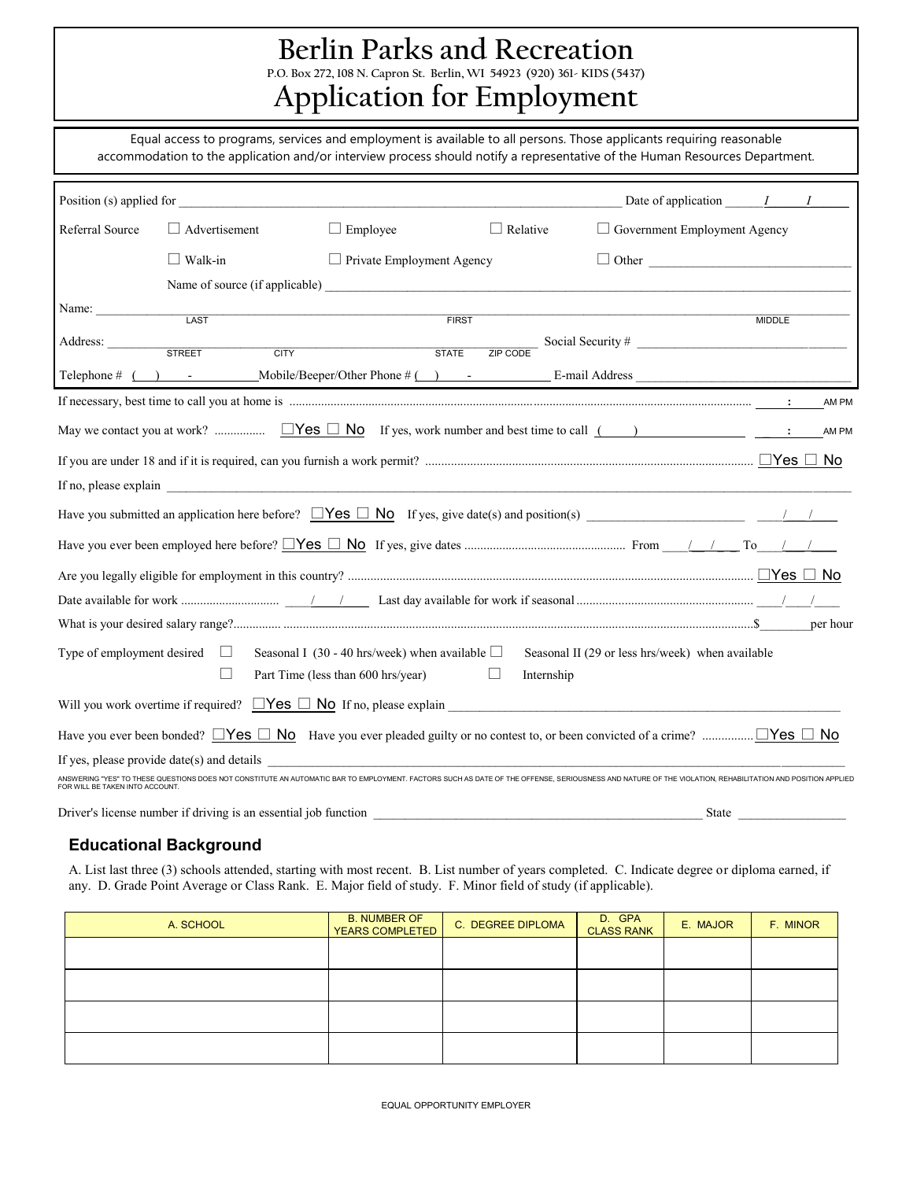# Berlin Parks and Recreation

P.O. Box 272, 108 N. Capron St. Berlin, WI 54923 (920) 361- KIDS (5437)

# Application for Employment

Equal access to programs, services and employment is available to all persons. Those applicants requiring reasonable accommodation to the application and/or interview process should notify a representative of the Human Resources Department.

Position (s) applied for ______________________________ Date of application ___/___/___

Referral Source ☐ Advertisement ☐ Employee ☐ Relative ☐ Government Employment Agency

☐ Walk-in ☐ Private Employment Agency ☐ Other ______________

Name of source (if applicable) ______________________________

Name: ______________________________
LAST FIRST MIDDLE

Address: ______________________________ Social Security # ______________
STREET CITY STATE ZIP CODE

Telephone # ( ) - Mobile/Beeper/Other Phone # ( ) - E-mail Address ______________

If necessary, best time to call you at home is ............ ___:___ AM PM

May we contact you at work? ............ ☐Yes ☐ No If yes, work number and best time to call ( ) ______ ___:___ AM PM

If you are under 18 and if it is required, can you furnish a work permit? ............ ☐Yes ☐ No

If no, please explain ______________________________

Have you submitted an application here before? ☐Yes ☐ No If yes, give date(s) and position(s) ______________ ___/___/___

Have you ever been employed here before? ☐Yes ☐ No If yes, give dates ............ From ___/___/___ To ___/___/___

Are you legally eligible for employment in this country? ............ ☐Yes ☐ No

Date available for work ............ ___/___/___ Last day available for work if seasonal ............ ___/___/___

What is your desired salary range? ............ $________ per hour

Type of employment desired ☐ Seasonal I (30 - 40 hrs/week) when available ☐ Seasonal II (29 or less hrs/week) when available

☐ Part Time (less than 600 hrs/year) ☐ Internship

Will you work overtime if required? ☐Yes ☐ No If no, please explain ______________________________

Have you ever been bonded? ☐Yes ☐ No Have you ever pleaded guilty or no contest to, or been convicted of a crime? ............ ☐Yes ☐ No

If yes, please provide date(s) and details ______________________________

ANSWERING "YES" TO THESE QUESTIONS DOES NOT CONSTITUTE AN AUTOMATIC BAR TO EMPLOYMENT. FACTORS SUCH AS DATE OF THE OFFENSE, SERIOUSNESS AND NATURE OF THE VIOLATION, REHABILITATION AND POSITION APPLIED FOR WILL BE TAKEN INTO ACCOUNT.

Driver's license number if driving is an essential job function ______________________________ State ______________

## Educational Background

A. List last three (3) schools attended, starting with most recent. B. List number of years completed. C. Indicate degree or diploma earned, if any. D. Grade Point Average or Class Rank. E. Major field of study. F. Minor field of study (if applicable).

| A. SCHOOL | B. NUMBER OF YEARS COMPLETED | C. DEGREE DIPLOMA | D. GPA CLASS RANK | E. MAJOR | F. MINOR |
|---|---|---|---|---|---|
| | | | | | |
| | | | | | |
| | | | | | |
| | | | | | |

EQUAL OPPORTUNITY EMPLOYER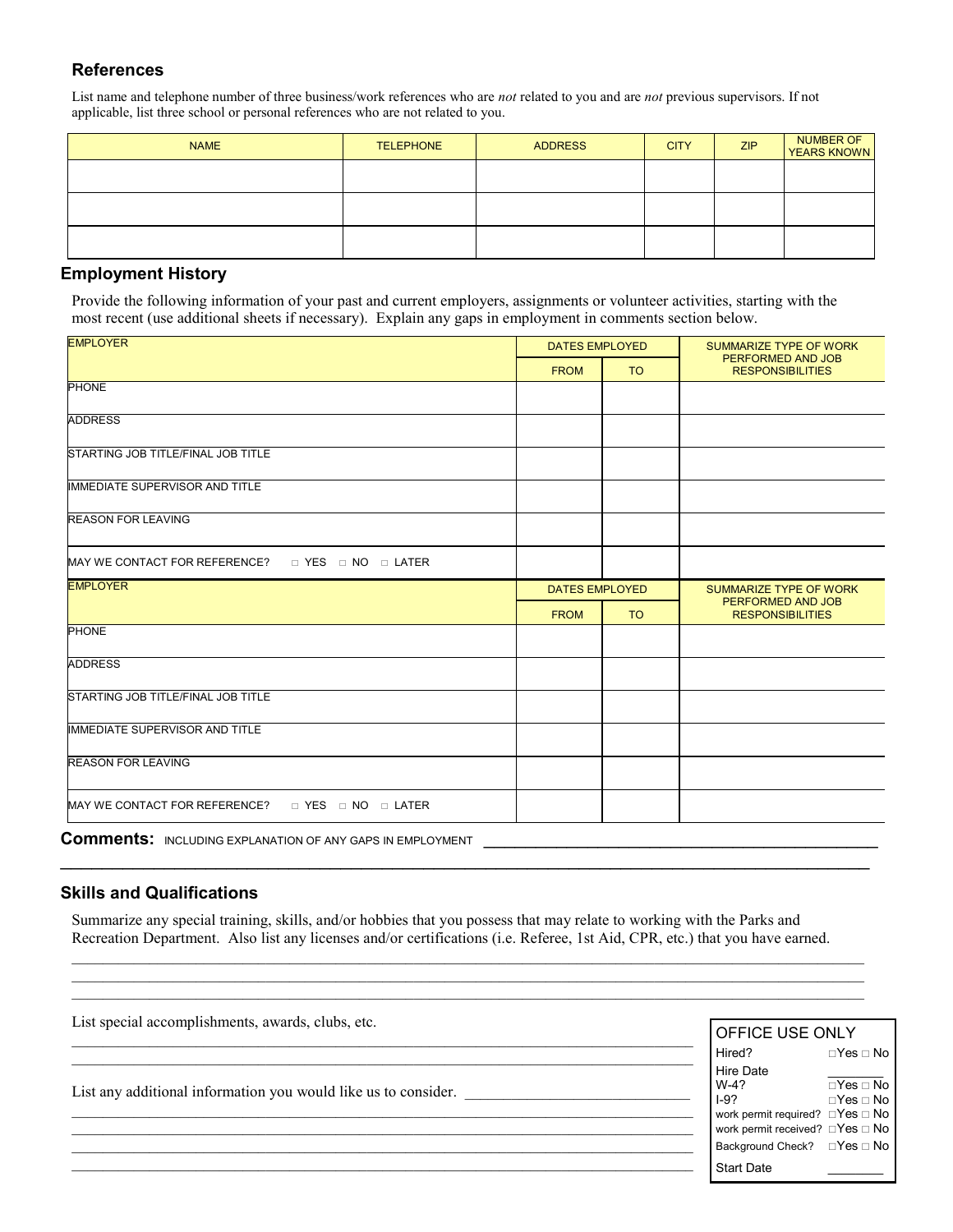## References

List name and telephone number of three business/work references who are *not* related to you and are *not* previous supervisors. If not applicable, list three school or personal references who are not related to you.

| NAME | TELEPHONE | ADDRESS | CITY | ZIP | NUMBER OF YEARS KNOWN |
|---|---|---|---|---|---|
| | | | | | |
| | | | | | |
| | | | | | |

## Employment History

Provide the following information of your past and current employers, assignments or volunteer activities, starting with the most recent (use additional sheets if necessary). Explain any gaps in employment in comments section below.

| EMPLOYER | DATES EMPLOYED | | SUMMARIZE TYPE OF WORK PERFORMED AND JOB RESPONSIBILITIES |
|---|---|---|---|
| | FROM | TO | |
| PHONE | | | |
| ADDRESS | | | |
| STARTING JOB TITLE/FINAL JOB TITLE | | | |
| IMMEDIATE SUPERVISOR AND TITLE | | | |
| REASON FOR LEAVING | | | |
| MAY WE CONTACT FOR REFERENCE? □ YES □ NO □ LATER | | | |

| EMPLOYER | DATES EMPLOYED | | SUMMARIZE TYPE OF WORK PERFORMED AND JOB RESPONSIBILITIES |
|---|---|---|---|
| | FROM | TO | |
| PHONE | | | |
| ADDRESS | | | |
| STARTING JOB TITLE/FINAL JOB TITLE | | | |
| IMMEDIATE SUPERVISOR AND TITLE | | | |
| REASON FOR LEAVING | | | |
| MAY WE CONTACT FOR REFERENCE? □ YES □ NO □ LATER | | | |

**Comments:** INCLUDING EXPLANATION OF ANY GAPS IN EMPLOYMENT ____________________________________________

______________________________________________________________________________________

## Skills and Qualifications

Summarize any special training, skills, and/or hobbies that you possess that may relate to working with the Parks and Recreation Department. Also list any licenses and/or certifications (i.e. Referee, 1st Aid, CPR, etc.) that you have earned.

______________________________________________________________________________________

______________________________________________________________________________________

______________________________________________________________________________________

List special accomplishments, awards, clubs, etc.

______________________________________________________________________________

______________________________________________________________________________

List any additional information you would like us to consider. ______________________________

______________________________________________________________________________

______________________________________________________________________________

______________________________________________________________________________

______________________________________________________________________________

| OFFICE USE ONLY | |
|---|---|
| Hired? | □Yes □ No |
| Hire Date | ________ |
| W-4? | □Yes □ No |
| I-9? | □Yes □ No |
| work permit required? | □Yes □ No |
| work permit received? | □Yes □ No |
| Background Check? | □Yes □ No |
| Start Date | ________ |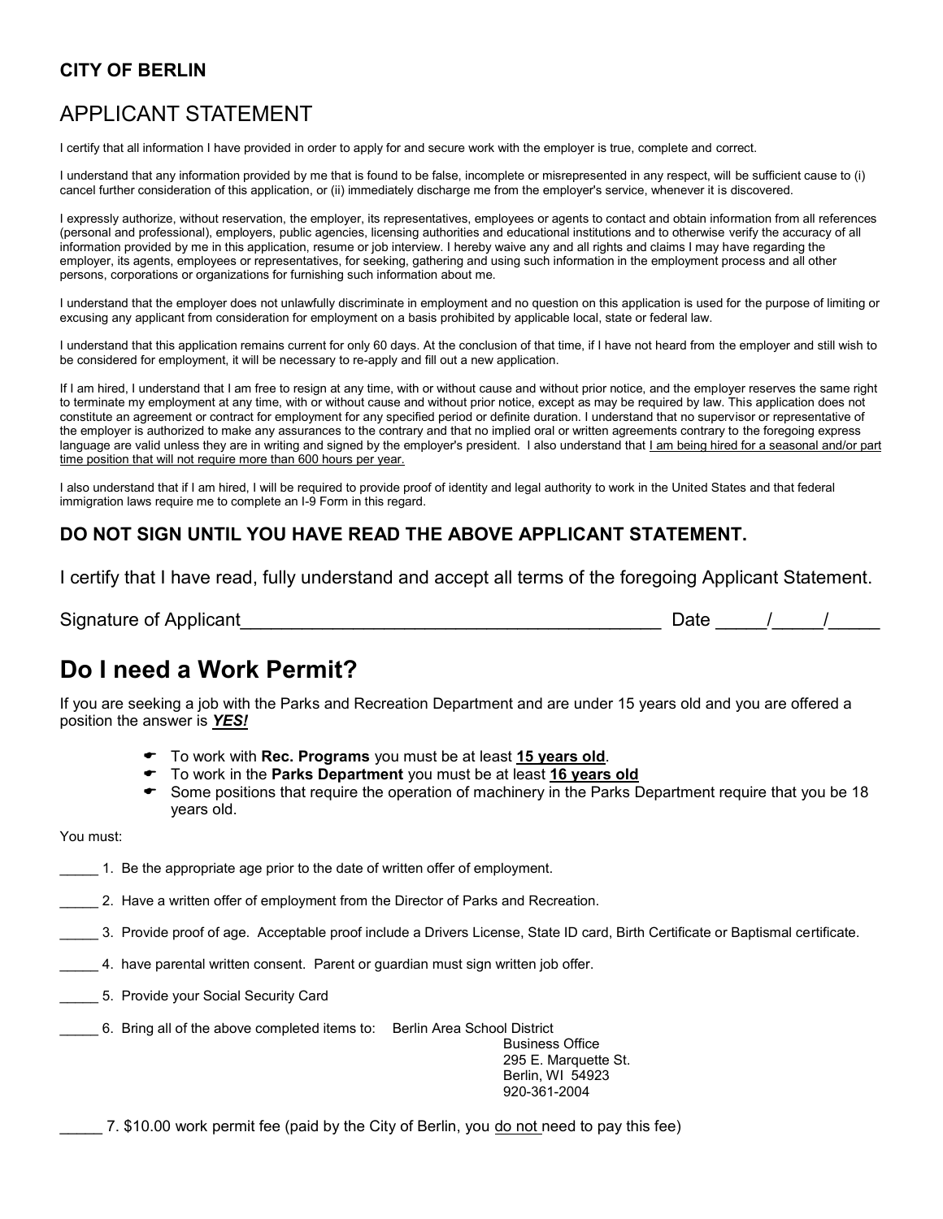**CITY OF BERLIN**

# APPLICANT STATEMENT

I certify that all information I have provided in order to apply for and secure work with the employer is true, complete and correct.

I understand that any information provided by me that is found to be false, incomplete or misrepresented in any respect, will be sufficient cause to (i) cancel further consideration of this application, or (ii) immediately discharge me from the employer's service, whenever it is discovered.

I expressly authorize, without reservation, the employer, its representatives, employees or agents to contact and obtain information from all references (personal and professional), employers, public agencies, licensing authorities and educational institutions and to otherwise verify the accuracy of all information provided by me in this application, resume or job interview. I hereby waive any and all rights and claims I may have regarding the employer, its agents, employees or representatives, for seeking, gathering and using such information in the employment process and all other persons, corporations or organizations for furnishing such information about me.

I understand that the employer does not unlawfully discriminate in employment and no question on this application is used for the purpose of limiting or excusing any applicant from consideration for employment on a basis prohibited by applicable local, state or federal law.

I understand that this application remains current for only 60 days. At the conclusion of that time, if I have not heard from the employer and still wish to be considered for employment, it will be necessary to re-apply and fill out a new application.

If I am hired, I understand that I am free to resign at any time, with or without cause and without prior notice, and the employer reserves the same right to terminate my employment at any time, with or without cause and without prior notice, except as may be required by law. This application does not constitute an agreement or contract for employment for any specified period or definite duration. I understand that no supervisor or representative of the employer is authorized to make any assurances to the contrary and that no implied oral or written agreements contrary to the foregoing express language are valid unless they are in writing and signed by the employer's president. I also understand that <u>I am being hired for a seasonal and/or part time position that will not require more than 600 hours per year.</u>

I also understand that if I am hired, I will be required to provide proof of identity and legal authority to work in the United States and that federal immigration laws require me to complete an I-9 Form in this regard.

**DO NOT SIGN UNTIL YOU HAVE READ THE ABOVE APPLICANT STATEMENT.**

I certify that I have read, fully understand and accept all terms of the foregoing Applicant Statement.

Signature of Applicant__________________________________________ Date _____/_____/_____

# Do I need a Work Permit?

If you are seeking a job with the Parks and Recreation Department and are under 15 years old and you are offered a position the answer is ***<u>YES!</u>***

- To work with **Rec. Programs** you must be at least **<u>15 years old</u>**.
- To work in the **Parks Department** you must be at least **<u>16 years old</u>**
- Some positions that require the operation of machinery in the Parks Department require that you be 18 years old.

You must:

_____ 1. Be the appropriate age prior to the date of written offer of employment.

_____ 2. Have a written offer of employment from the Director of Parks and Recreation.

_____ 3. Provide proof of age. Acceptable proof include a Drivers License, State ID card, Birth Certificate or Baptismal certificate.

_____ 4. have parental written consent. Parent or guardian must sign written job offer.

_____ 5. Provide your Social Security Card

_____ 6. Bring all of the above completed items to: Berlin Area School District
Business Office
295 E. Marquette St.
Berlin, WI 54923
920-361-2004

_____ 7. $10.00 work permit fee (paid by the City of Berlin, you <u>do not</u> need to pay this fee)